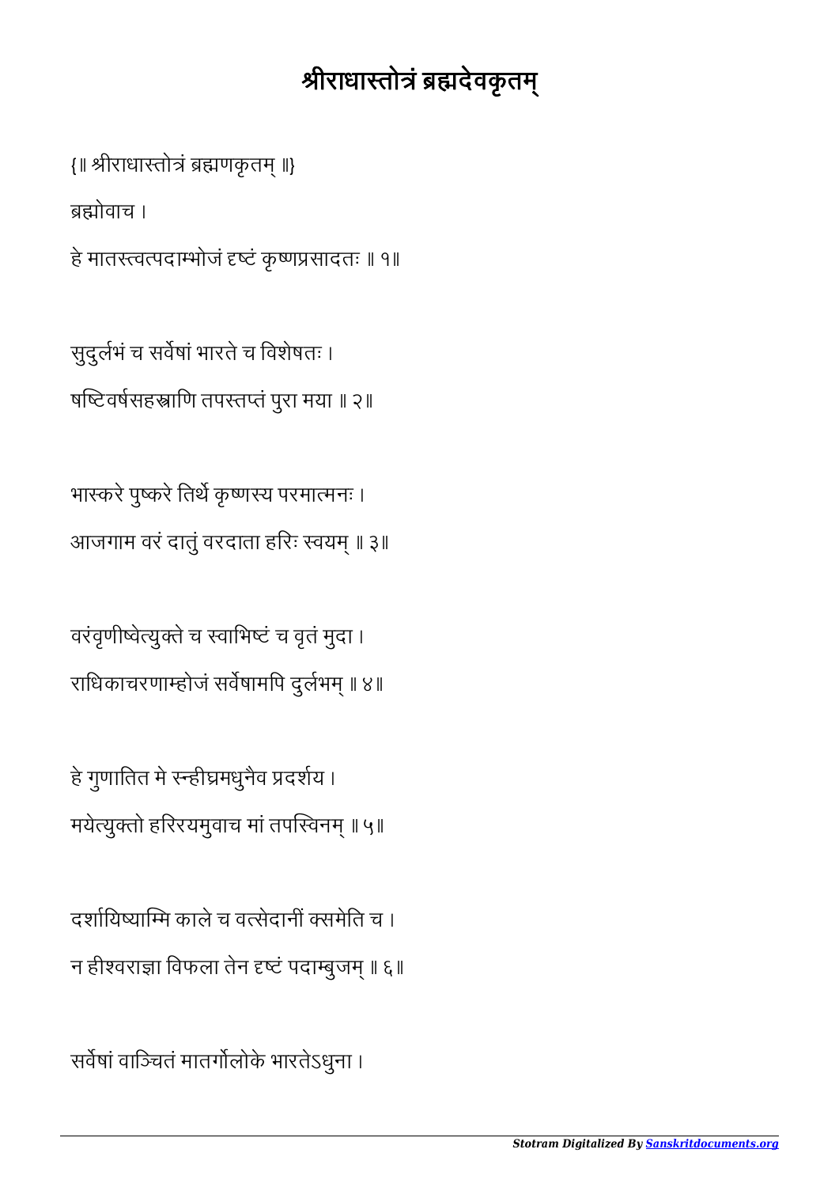# श्रीराधास्तोत्रं ब्रह्मदेवकृतम्

{॥ श्रीराधास्तोत्रं ब्रह्मणकृतम् ॥}

ब्रह्मोवाच ।

हे मातस्त्वत्पदाम्भोजं दृष्टं कृष्णप्रसादतः ॥ १॥

सुदुर्लभं च सर्वेषां भारते च विशेषतः ।
षष्टिवर्षसहस्राणि तपस्तप्तं पुरा मया ॥ २॥

भास्करे पुष्करे तिर्थे कृष्णस्य परमात्मनः ।
आजगाम वरं दातुं वरदाता हरिः स्वयम् ॥ ३॥

वरंवृणीष्वेत्युक्ते च स्वाभिष्टं च वृतं मुदा ।
राधिकाचरणाम्होजं सर्वेषामपि दुर्लभम् ॥ ४॥

हे गुणातित मे स्न्हीघ्रमधुनैव प्रदर्शय ।
मयेत्युक्तो हरिरयमुवाच मां तपस्विनम् ॥ ५॥

दर्शायिष्याम्मि काले च वत्सेदानीं क्समेति च ।
न हीश्वराज्ञा विफला तेन दृष्टं पदाम्बुजम् ॥ ६॥

सर्वेषां वाञ्चितं मातर्गोलोके भारतेऽधुना ।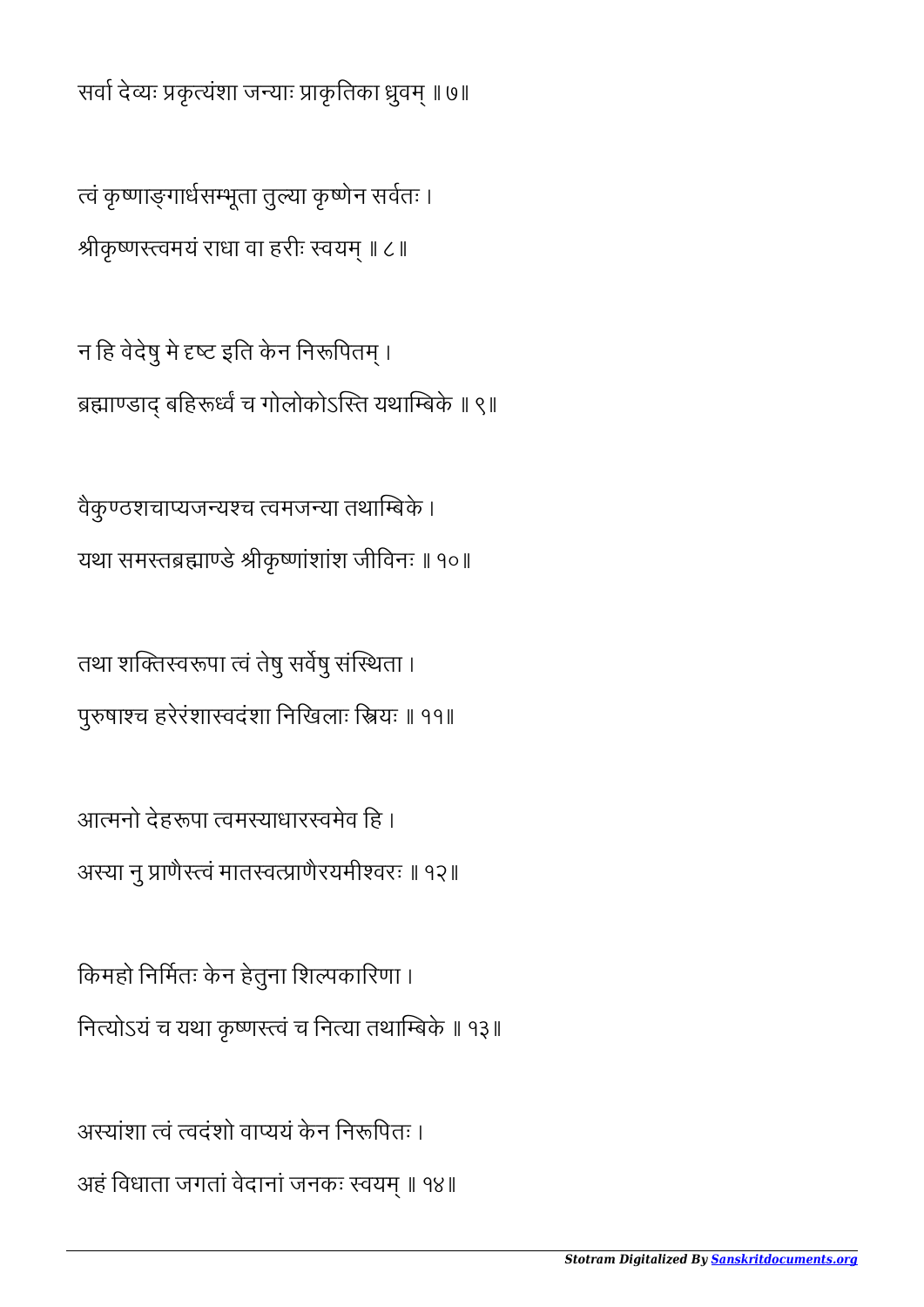सर्वा देव्यः प्रकृत्यंशा जन्याः प्राकृतिका ध्रुवम् ॥ ७॥

त्वं कृष्णाङ्गार्धसम्भूता तुल्या कृष्णेन सर्वतः ।
श्रीकृष्णस्त्वमयं राधा वा हरीः स्वयम् ॥ ८॥

न हि वेदेषु मे दृष्ट इति केन निरूपितम् ।
ब्रह्माण्डाद् बहिरूर्ध्वं च गोलोकोऽस्ति यथाम्बिके ॥ ९॥

वैकुण्ठशचाप्यजन्यश्च त्वमजन्या तथाम्बिके ।
यथा समस्तब्रह्माण्डे श्रीकृष्णांशांश जीविनः ॥ १०॥

तथा शक्तिस्वरूपा त्वं तेषु सर्वेषु संस्थिता ।
पुरुषाश्च हरेरंशास्वदंशा निखिलाः स्त्रियः ॥ ११॥

आत्मनो देहरूपा त्वमस्याधारस्त्वमेव हि ।
अस्या नु प्राणैस्त्वं मातस्वत्प्राणैरयमीश्वरः ॥ १२॥

किमहो निर्मितः केन हेतुना शिल्पकारिणा ।
नित्योऽयं च यथा कृष्णस्त्वं च नित्या तथाम्बिके ॥ १३॥

अस्यांशा त्वं त्वदंशो वाप्ययं केन निरूपितः ।
अहं विधाता जगतां वेदानां जनकः स्वयम् ॥ १४॥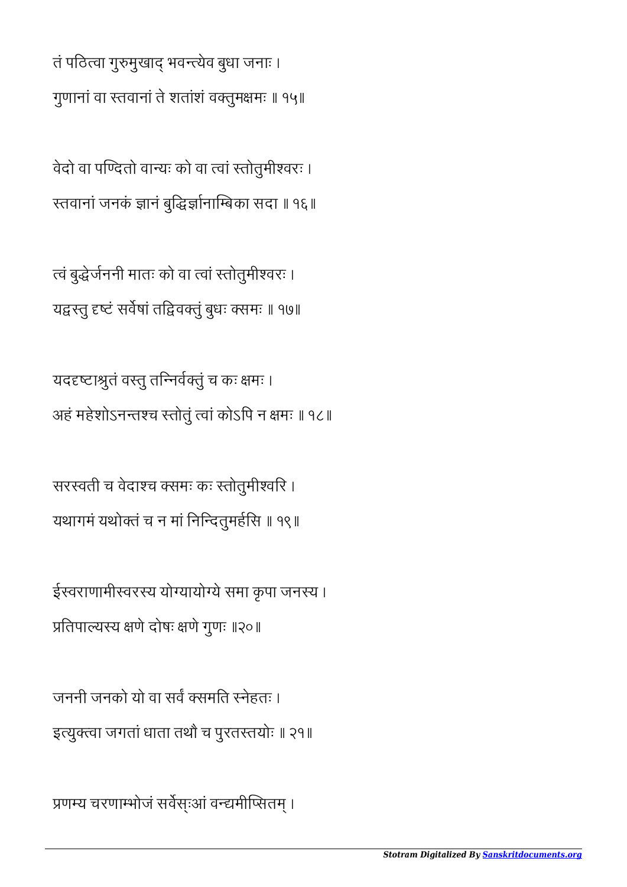तं पठित्वा गुरुमुखाद् भवन्त्येव बुधा जनाः ।
गुणानां वा स्तवानां ते शतांशं वक्तुमक्षमः ॥ १५॥

वेदो वा पण्दितो वान्यः को वा त्वां स्तोतुमीश्वरः ।
स्तवानां जनकं ज्ञानं बुद्धिर्ज्ञानाम्बिका सदा ॥ १६॥

त्वं बुद्धेर्जननी मातः को वा त्वां स्तोतुमीश्वरः ।
यद्वस्तु दृष्टं सर्वेषां तद्विवक्तुं बुधः क्समः ॥ १७॥

यददृष्टाश्रुतं वस्तु तन्निर्वक्तुं च कः क्षमः ।
अहं महेशोऽनन्तश्च स्तोतुं त्वां कोऽपि न क्षमः ॥ १८॥

सरस्वती च वेदाश्च क्समः कः स्तोतुमीश्वरि ।
यथागमं यथोक्तं च न मां निन्दितुमर्हसि ॥ १९॥

ईस्वराणामीस्वरस्य योग्यायोग्ये समा कृपा जनस्य ।
प्रतिपाल्यस्य क्षणे दोषः क्षणे गुणः ॥२०॥

जननी जनको यो वा सर्वं क्समति स्नेहतः ।
इत्युक्त्वा जगतां धाता तथौ च पुरतस्तयोः ॥ २१॥

प्रणम्य चरणाम्भोजं सर्वेस्ःआं वन्द्यमीप्सितम् ।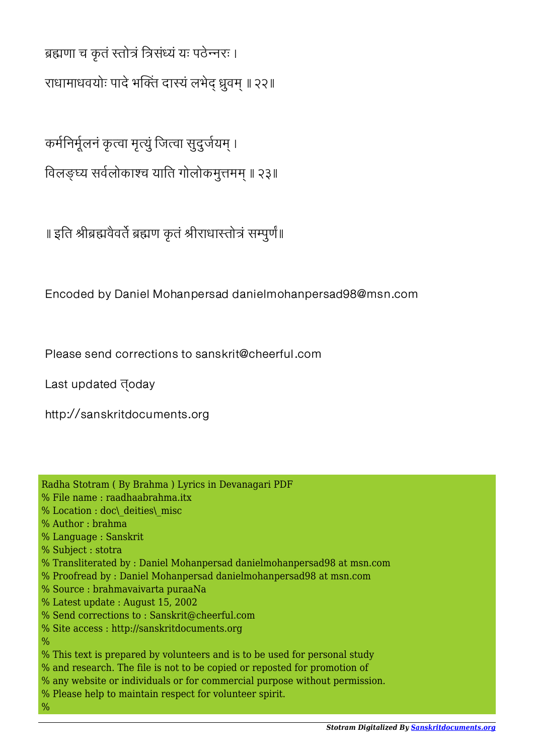ब्रह्मणा च कृतं स्तोत्रं त्रिसंध्यं यः पठेन्नरः ।

राधामाधवयोः पादे भक्तिं दास्यं लभेद् ध्रुवम् ॥ २२॥

कर्मनिर्मूलनं कृत्वा मृत्युं जित्वा सुदुर्जयम् ।

विलङ्घ्य सर्वलोकाश्च याति गोलोकमुत्तमम् ॥ २३॥

॥ इति श्रीब्रह्मवैवर्ते ब्रह्मण कृतं श्रीराधास्तोत्रं सम्पुर्णं॥

Encoded by Daniel Mohanpersad danielmohanpersad98@msn.com

Please send corrections to sanskrit@cheerful.com

Last updated त्oday

http://sanskritdocuments.org

Radha Stotram ( By Brahma ) Lyrics in Devanagari PDF
% File name : raadhaabrahma.itx
% Location : doc\_deities\_misc
% Author : brahma
% Language : Sanskrit
% Subject : stotra
% Transliterated by : Daniel Mohanpersad danielmohanpersad98 at msn.com
% Proofread by : Daniel Mohanpersad danielmohanpersad98 at msn.com
% Source : brahmavaivarta puraaNa
% Latest update : August 15, 2002
% Send corrections to : Sanskrit@cheerful.com
% Site access : http://sanskritdocuments.org
%
% This text is prepared by volunteers and is to be used for personal study
% and research. The file is not to be copied or reposted for promotion of
% any website or individuals or for commercial purpose without permission.
% Please help to maintain respect for volunteer spirit.
%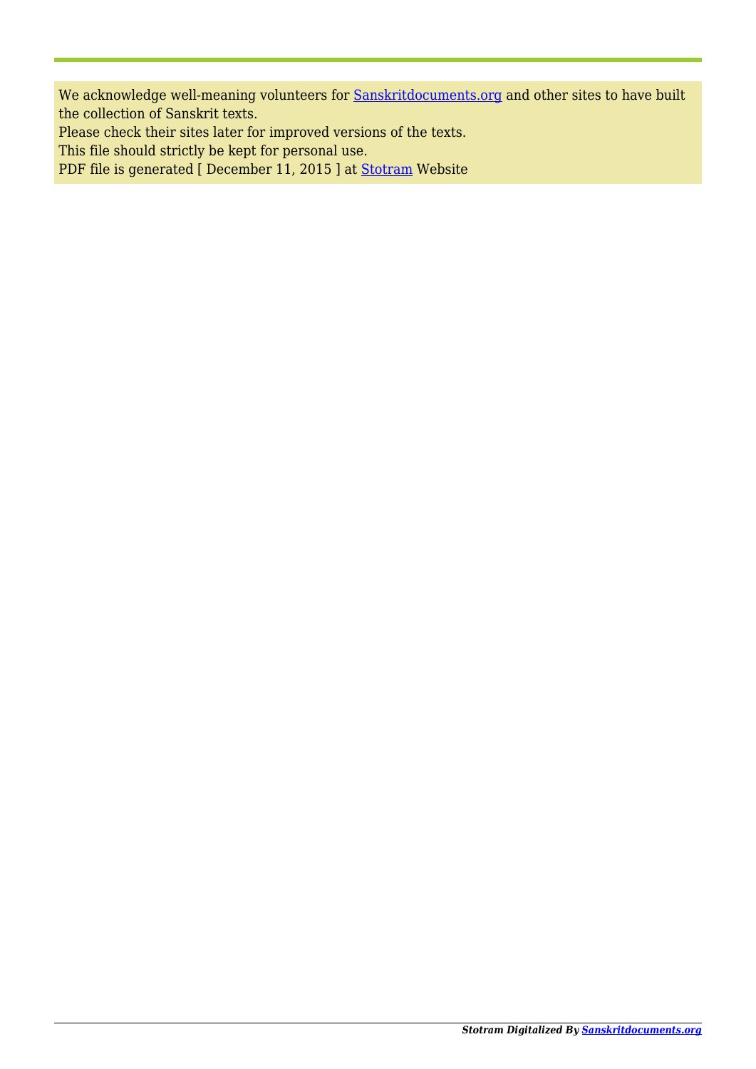We acknowledge well-meaning volunteers for Sanskritdocuments.org and other sites to have built the collection of Sanskrit texts.
Please check their sites later for improved versions of the texts.
This file should strictly be kept for personal use.
PDF file is generated [ December 11, 2015 ] at Stotram Website